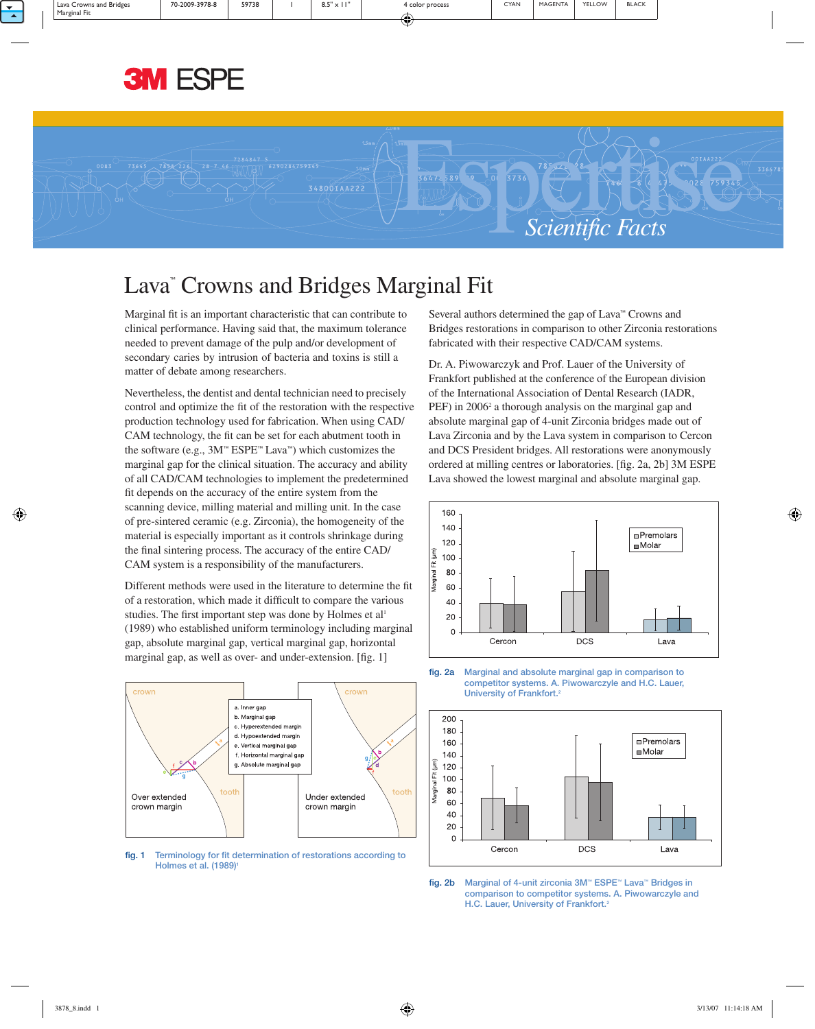# Lava™ Crowns and Bridges Marginal Fit

Marginal fit is an important characteristic that can contribute to clinical performance. Having said that, the maximum tolerance needed to prevent damage of the pulp and/or development of secondary caries by intrusion of bacteria and toxins is still a matter of debate among researchers.

Nevertheless, the dentist and dental technician need to precisely control and optimize the fit of the restoration with the respective production technology used for fabrication. When using CAD/CAM technology, the fit can be set for each abutment tooth in the software (e.g., 3M™ ESPE™ Lava™) which customizes the marginal gap for the clinical situation. The accuracy and ability of all CAD/CAM technologies to implement the predetermined fit depends on the accuracy of the entire system from the scanning device, milling material and milling unit. In the case of pre-sintered ceramic (e.g. Zirconia), the homogeneity of the material is especially important as it controls shrinkage during the final sintering process. The accuracy of the entire CAD/CAM system is a responsibility of the manufacturers.

Different methods were used in the literature to determine the fit of a restoration, which made it difficult to compare the various studies. The first important step was done by Holmes et al[1] (1989) who established uniform terminology including marginal gap, absolute marginal gap, vertical marginal gap, horizontal marginal gap, as well as over- and under-extension. [fig. 1]

fig. 1 Terminology for fit determination of restorations according to Holmes et al. (1989)[1]

Several authors determined the gap of Lava™ Crowns and Bridges restorations in comparison to other Zirconia restorations fabricated with their respective CAD/CAM systems.

Dr. A. Piwowarczyk and Prof. Lauer of the University of Frankfort published at the conference of the European division of the International Association of Dental Research (IADR, PEF) in 2006[2] a thorough analysis on the marginal gap and absolute marginal gap of 4-unit Zirconia bridges made out of Lava Zirconia and by the Lava system in comparison to Cercon and DCS President bridges. All restorations were anonymously ordered at milling centres or laboratories. [fig. 2a, 2b] 3M ESPE Lava showed the lowest marginal and absolute marginal gap.

fig. 2a Marginal and absolute marginal gap in comparison to competitor systems. A. Piwowarczyle and H.C. Lauer, University of Frankfort.[2]

fig. 2b Marginal of 4-unit zirconia 3M™ ESPE™ Lava™ Bridges in comparison to competitor systems. A. Piwowarczyle and H.C. Lauer, University of Frankfort.[2]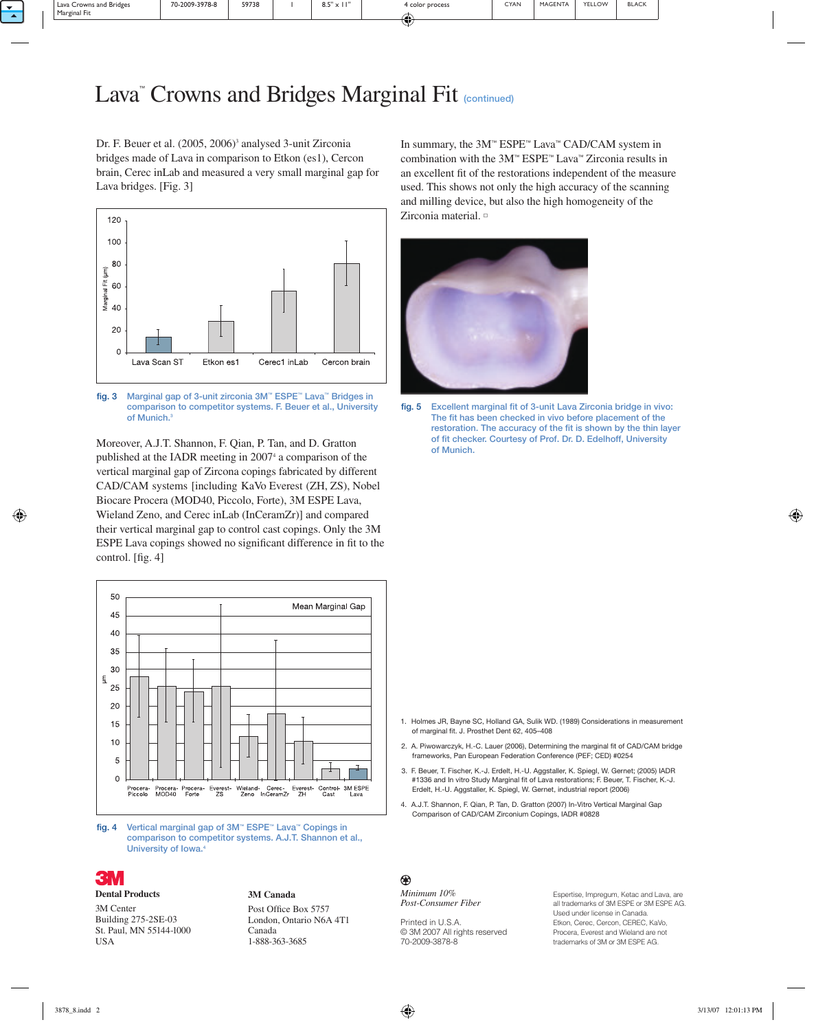# Lava™ Crowns and Bridges Marginal Fit (continued)

Dr. F. Beuer et al. (2005, 2006)[3] analysed 3-unit Zirconia bridges made of Lava in comparison to Etkon (es1), Cercon brain, Cerec inLab and measured a very small marginal gap for Lava bridges. [Fig. 3]

120
100
80
60
40
20
0
Marginal Fit (µm)
Lava Scan ST
Etkon es1
Cerec1 inLab
Cercon brain

**fig. 3** Marginal gap of 3-unit zirconia 3M™ ESPE™ Lava™ Bridges in comparison to competitor systems. F. Beuer et al., University of Munich.[3]

Moreover, A.J.T. Shannon, F. Qian, P. Tan, and D. Gratton published at the IADR meeting in 2007[4] a comparison of the vertical marginal gap of Zircona copings fabricated by different CAD/CAM systems [including KaVo Everest (ZH, ZS), Nobel Biocare Procera (MOD40, Piccolo, Forte), 3M ESPE Lava, Wieland Zeno, and Cerec inLab (InCeramZr)] and compared their vertical marginal gap to control cast copings. Only the 3M ESPE Lava copings showed no significant difference in fit to the control. [fig. 4]

Mean Marginal Gap
50
45
40
35
30
25
20
15
10
5
0
µm
Procera-Piccolo
Procera-MOD40
Procera-Forte
Everest-ZS
Wieland-Zeno
Cerec-InCeramZr
Everest-ZH
Control-Cast
3M ESPE Lava

**fig. 4** Vertical marginal gap of 3M™ ESPE™ Lava™ Copings in comparison to competitor systems. A.J.T. Shannon et al., University of Iowa.[4]

In summary, the 3M™ ESPE™ Lava™ CAD/CAM system in combination with the 3M™ ESPE™ Lava™ Zirconia results in an excellent fit of the restorations independent of the measure used. This shows not only the high accuracy of the scanning and milling device, but also the high homogeneity of the Zirconia material. ▫

**fig. 5** Excellent marginal fit of 3-unit Lava Zirconia bridge in vivo: The fit has been checked in vivo before placement of the restoration. The accuracy of the fit is shown by the thin layer of fit checker. Courtesy of Prof. Dr. D. Edelhoff, University of Munich.

1. Holmes JR, Bayne SC, Holland GA, Sulik WD. (1989) Considerations in measurement of marginal fit. J. Prosthet Dent 62, 405–408
2. A. Piwowarczyk, H.-C. Lauer (2006), Determining the marginal fit of CAD/CAM bridge frameworks, Pan European Federation Conference (PEF; CED) #0254
3. F. Beuer, T. Fischer, K.-J. Erdelt, H.-U. Aggstaller, K. Spiegl, W. Gernet; (2005) IADR #1336 and In vitro Study Marginal fit of Lava restorations; F. Beuer, T. Fischer, K.-J. Erdelt, H.-U. Aggstaller, K. Spiegl, W. Gernet, industrial report (2006)
4. A.J.T. Shannon, F. Qian, P. Tan, D. Gratton (2007) In-Vitro Vertical Marginal Gap Comparison of CAD/CAM Zirconium Copings, IADR #0828

**3M**

**Dental Products**
3M Center
Building 275-2SE-03
St. Paul, MN 55144-1000
USA

**3M Canada**
Post Office Box 5757
London, Ontario N6A 4T1
Canada
1-888-363-3685

*Minimum 10%*
*Post-Consumer Fiber*

Printed in U.S.A.
© 3M 2007 All rights reserved
70-2009-3878-8

Espertise, Impregum, Ketac and Lava, are all trademarks of 3M ESPE or 3M ESPE AG. Used under license in Canada. Etkon, Cerec, Cercon, CEREC, KaVo, Procera, Everest and Wieland are not trademarks of 3M or 3M ESPE AG.